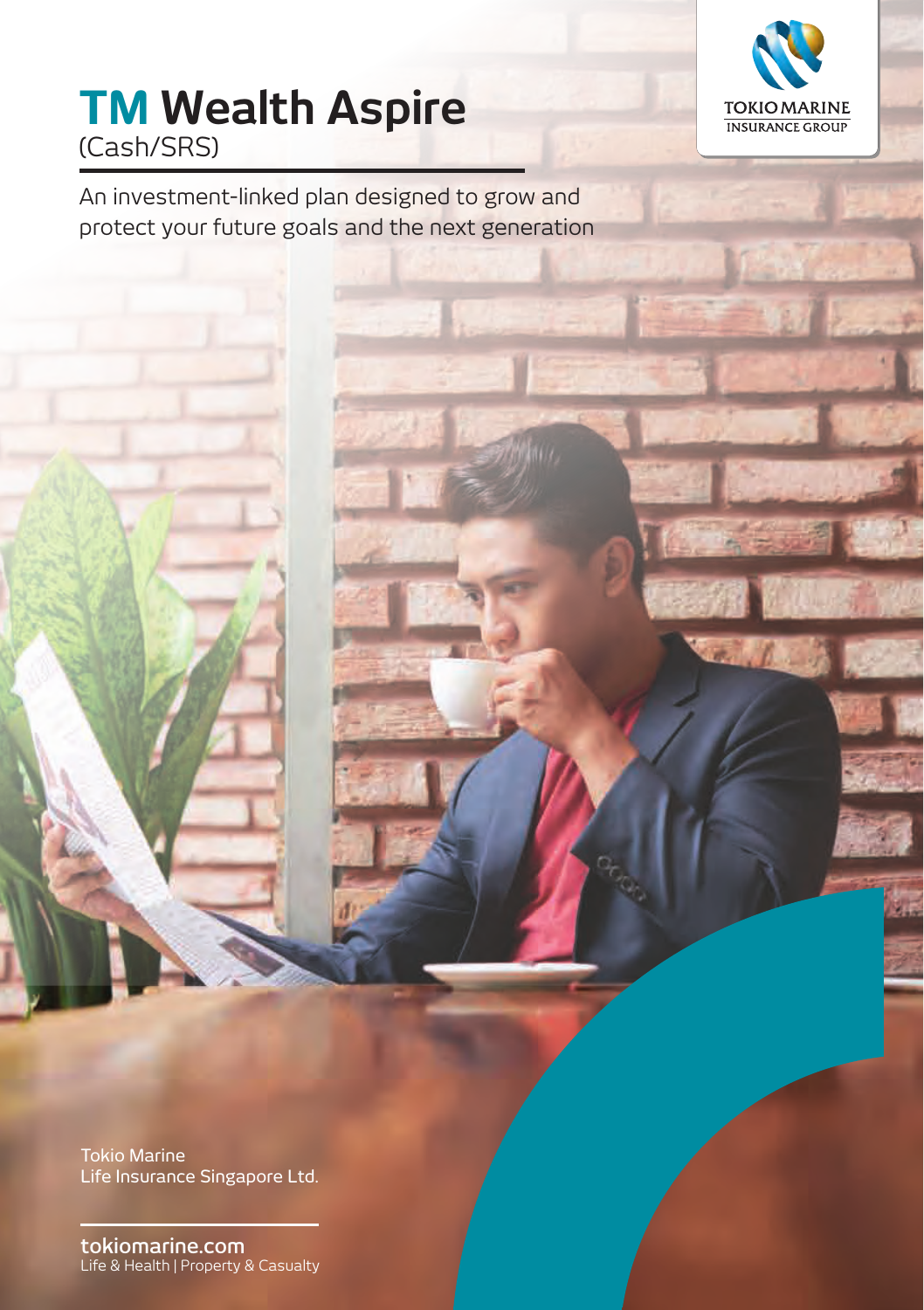# TM Wealth Aspire
(Cash/SRS)

An investment-linked plan designed to grow and protect your future goals and the next generation

TOKIO MARINE
INSURANCE GROUP

Tokio Marine
Life Insurance Singapore Ltd.

tokiomarine.com
Life & Health | Property & Casualty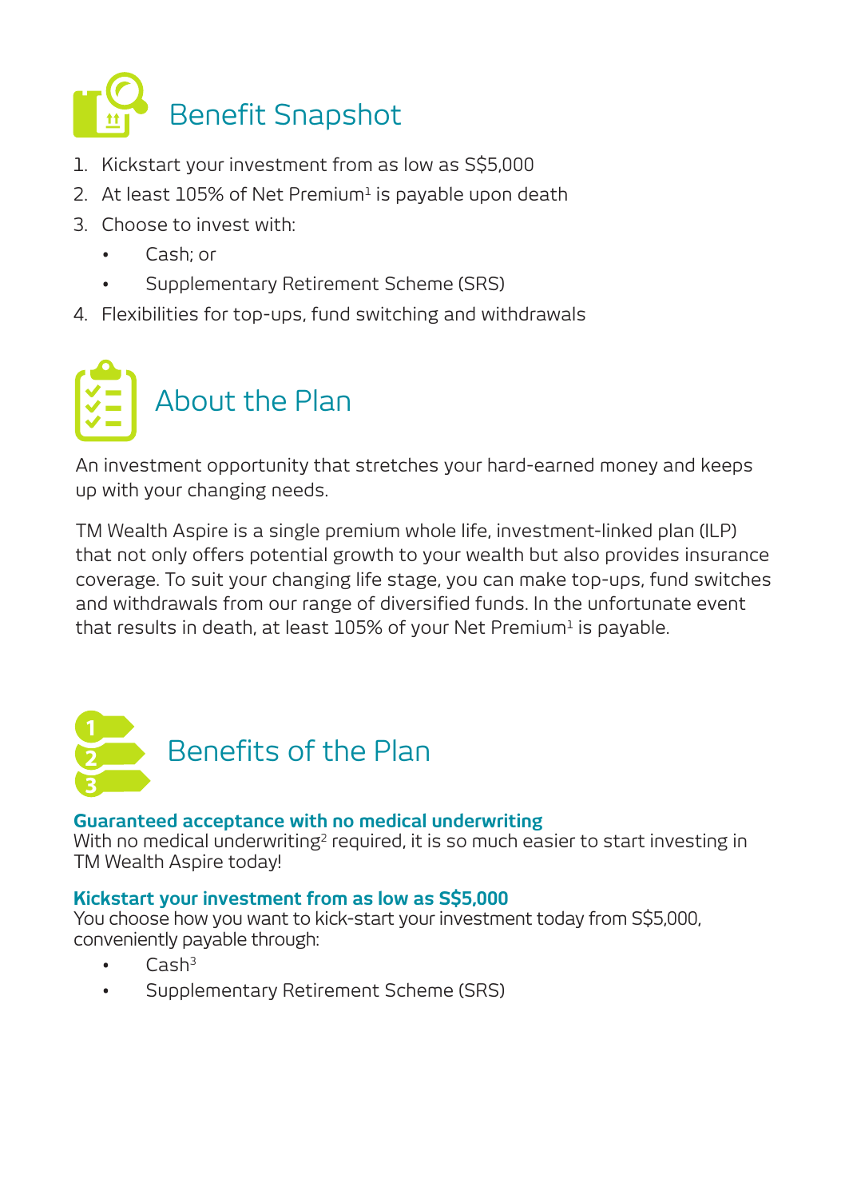## Benefit Snapshot

1. Kickstart your investment from as low as S$5,000
2. At least 105% of Net Premium[1] is payable upon death
3. Choose to invest with:
   - Cash; or
   - Supplementary Retirement Scheme (SRS)
4. Flexibilities for top-ups, fund switching and withdrawals

## About the Plan

An investment opportunity that stretches your hard-earned money and keeps up with your changing needs.

TM Wealth Aspire is a single premium whole life, investment-linked plan (ILP) that not only offers potential growth to your wealth but also provides insurance coverage. To suit your changing life stage, you can make top-ups, fund switches and withdrawals from our range of diversified funds. In the unfortunate event that results in death, at least 105% of your Net Premium[1] is payable.

## Benefits of the Plan

**Guaranteed acceptance with no medical underwriting**
With no medical underwriting[2] required, it is so much easier to start investing in TM Wealth Aspire today!

**Kickstart your investment from as low as S$5,000**
You choose how you want to kick-start your investment today from S$5,000, conveniently payable through:

- Cash[3]
- Supplementary Retirement Scheme (SRS)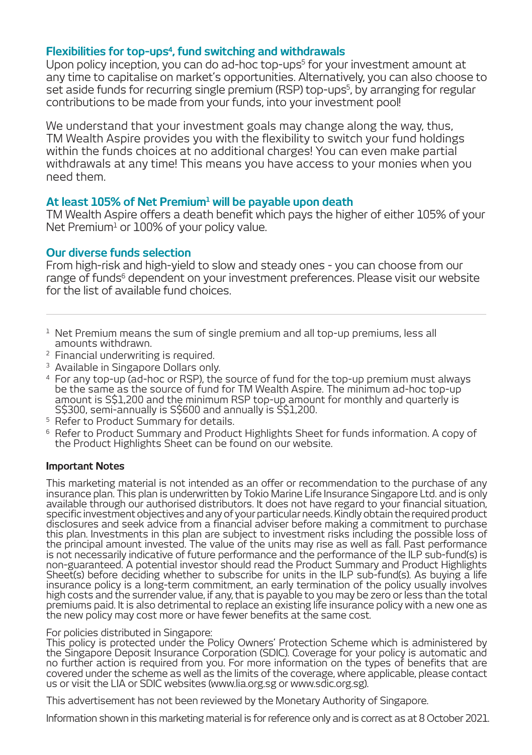### Flexibilities for top-ups[4], fund switching and withdrawals

Upon policy inception, you can do ad-hoc top-ups[5] for your investment amount at any time to capitalise on market's opportunities. Alternatively, you can also choose to set aside funds for recurring single premium (RSP) top-ups[5], by arranging for regular contributions to be made from your funds, into your investment pool!

We understand that your investment goals may change along the way, thus, TM Wealth Aspire provides you with the flexibility to switch your fund holdings within the funds choices at no additional charges! You can even make partial withdrawals at any time! This means you have access to your monies when you need them.

### At least 105% of Net Premium[1] will be payable upon death

TM Wealth Aspire offers a death benefit which pays the higher of either 105% of your Net Premium[1] or 100% of your policy value.

### Our diverse funds selection

From high-risk and high-yield to slow and steady ones - you can choose from our range of funds[6] dependent on your investment preferences. Please visit our website for the list of available fund choices.

---

1. Net Premium means the sum of single premium and all top-up premiums, less all amounts withdrawn.
2. Financial underwriting is required.
3. Available in Singapore Dollars only.
4. For any top-up (ad-hoc or RSP), the source of fund for the top-up premium must always be the same as the source of fund for TM Wealth Aspire. The minimum ad-hoc top-up amount is S$1,200 and the minimum RSP top-up amount for monthly and quarterly is S$300, semi-annually is S$600 and annually is S$1,200.
5. Refer to Product Summary for details.
6. Refer to Product Summary and Product Highlights Sheet for funds information. A copy of the Product Highlights Sheet can be found on our website.

**Important Notes**

This marketing material is not intended as an offer or recommendation to the purchase of any insurance plan. This plan is underwritten by Tokio Marine Life Insurance Singapore Ltd. and is only available through our authorised distributors. It does not have regard to your financial situation, specific investment objectives and any of your particular needs. Kindly obtain the required product disclosures and seek advice from a financial adviser before making a commitment to purchase this plan. Investments in this plan are subject to investment risks including the possible loss of the principal amount invested. The value of the units may rise as well as fall. Past performance is not necessarily indicative of future performance and the performance of the ILP sub-fund(s) is non-guaranteed. A potential investor should read the Product Summary and Product Highlights Sheet(s) before deciding whether to subscribe for units in the ILP sub-fund(s). As buying a life insurance policy is a long-term commitment, an early termination of the policy usually involves high costs and the surrender value, if any, that is payable to you may be zero or less than the total premiums paid. It is also detrimental to replace an existing life insurance policy with a new one as the new policy may cost more or have fewer benefits at the same cost.

For policies distributed in Singapore:
This policy is protected under the Policy Owners' Protection Scheme which is administered by the Singapore Deposit Insurance Corporation (SDIC). Coverage for your policy is automatic and no further action is required from you. For more information on the types of benefits that are covered under the scheme as well as the limits of the coverage, where applicable, please contact us or visit the LIA or SDIC websites (www.lia.org.sg or www.sdic.org.sg).

This advertisement has not been reviewed by the Monetary Authority of Singapore.

Information shown in this marketing material is for reference only and is correct as at 8 October 2021.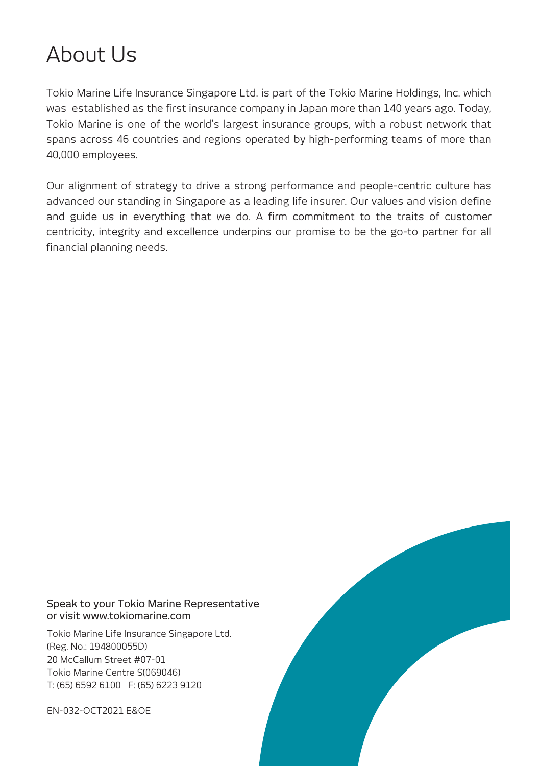# About Us

Tokio Marine Life Insurance Singapore Ltd. is part of the Tokio Marine Holdings, Inc. which was established as the first insurance company in Japan more than 140 years ago. Today, Tokio Marine is one of the world's largest insurance groups, with a robust network that spans across 46 countries and regions operated by high-performing teams of more than 40,000 employees.

Our alignment of strategy to drive a strong performance and people-centric culture has advanced our standing in Singapore as a leading life insurer. Our values and vision define and guide us in everything that we do. A firm commitment to the traits of customer centricity, integrity and excellence underpins our promise to be the go-to partner for all financial planning needs.

Speak to your Tokio Marine Representative
or visit www.tokiomarine.com

Tokio Marine Life Insurance Singapore Ltd.
(Reg. No.: 194800055D)
20 McCallum Street #07-01
Tokio Marine Centre S(069046)
T: (65) 6592 6100 F: (65) 6223 9120

EN-032-OCT2021 E&OE